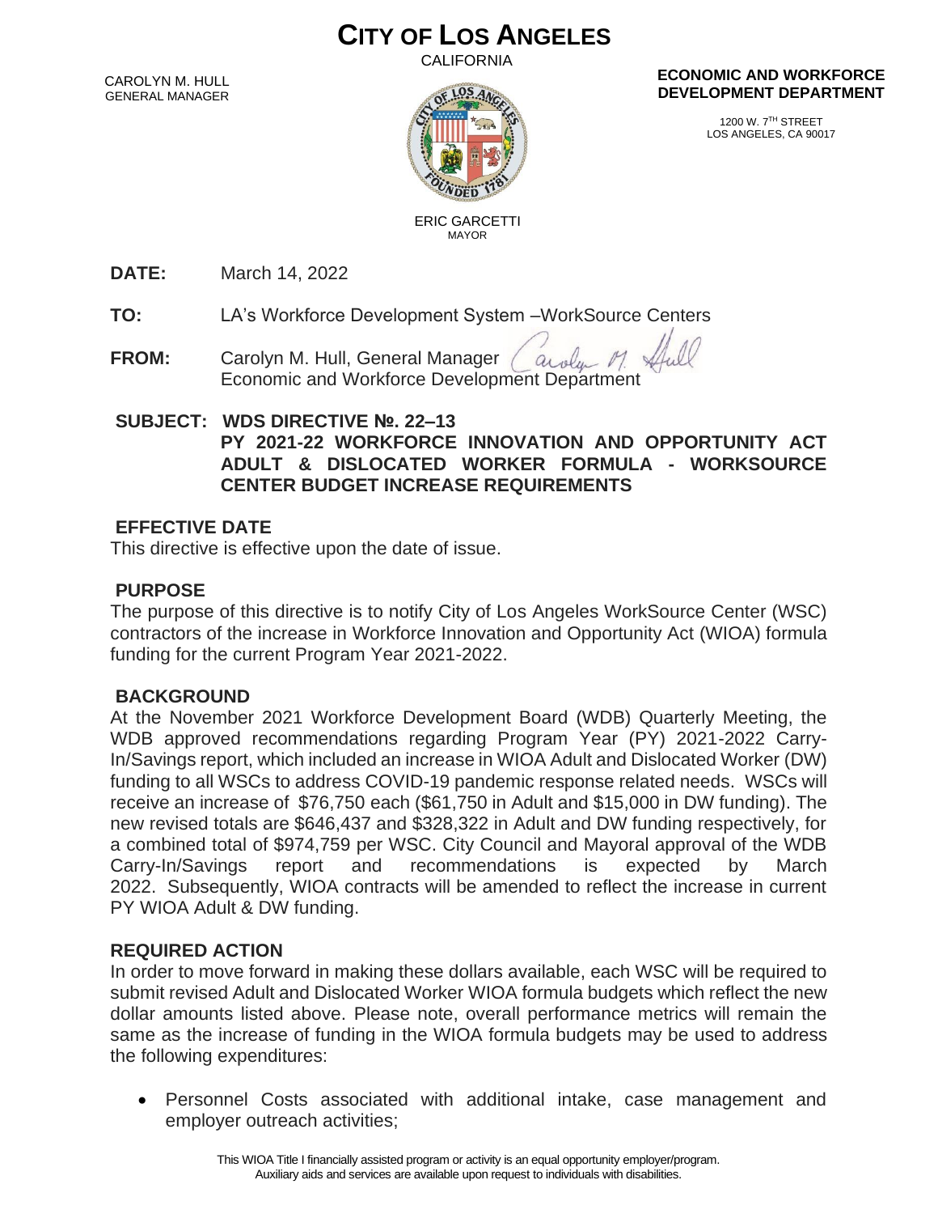# CITY OF LOS ANGELES

CALIFORNIA

CAROLYN M. HULL
GENERAL MANAGER

**ECONOMIC AND WORKFORCE DEVELOPMENT DEPARTMENT**

1200 W. 7TH STREET
LOS ANGELES, CA 90017

ERIC GARCETTI
MAYOR

**DATE:** March 14, 2022

**TO:** LA's Workforce Development System –WorkSource Centers

**FROM:** Carolyn M. Hull, General Manager
Economic and Workforce Development Department

**SUBJECT: WDS DIRECTIVE №. 22–13**
**PY 2021-22 WORKFORCE INNOVATION AND OPPORTUNITY ACT ADULT & DISLOCATED WORKER FORMULA - WORKSOURCE CENTER BUDGET INCREASE REQUIREMENTS**

## EFFECTIVE DATE

This directive is effective upon the date of issue.

## PURPOSE

The purpose of this directive is to notify City of Los Angeles WorkSource Center (WSC) contractors of the increase in Workforce Innovation and Opportunity Act (WIOA) formula funding for the current Program Year 2021-2022.

## BACKGROUND

At the November 2021 Workforce Development Board (WDB) Quarterly Meeting, the WDB approved recommendations regarding Program Year (PY) 2021-2022 Carry-In/Savings report, which included an increase in WIOA Adult and Dislocated Worker (DW) funding to all WSCs to address COVID-19 pandemic response related needs. WSCs will receive an increase of $76,750 each ($61,750 in Adult and $15,000 in DW funding). The new revised totals are $646,437 and $328,322 in Adult and DW funding respectively, for a combined total of $974,759 per WSC. City Council and Mayoral approval of the WDB Carry-In/Savings report and recommendations is expected by March 2022. Subsequently, WIOA contracts will be amended to reflect the increase in current PY WIOA Adult & DW funding.

## REQUIRED ACTION

In order to move forward in making these dollars available, each WSC will be required to submit revised Adult and Dislocated Worker WIOA formula budgets which reflect the new dollar amounts listed above. Please note, overall performance metrics will remain the same as the increase of funding in the WIOA formula budgets may be used to address the following expenditures:

- Personnel Costs associated with additional intake, case management and employer outreach activities;

This WIOA Title I financially assisted program or activity is an equal opportunity employer/program. Auxiliary aids and services are available upon request to individuals with disabilities.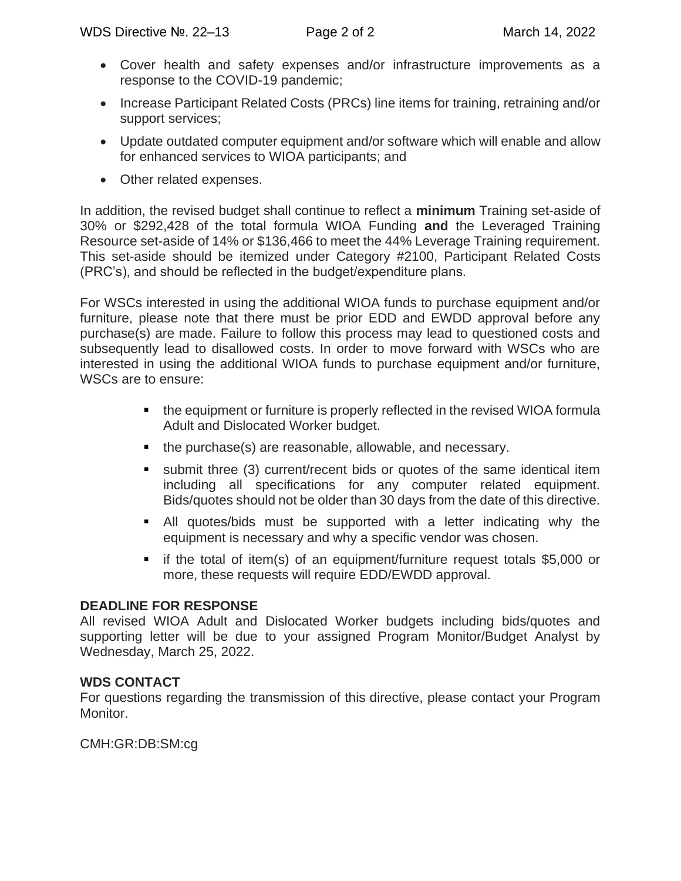- Cover health and safety expenses and/or infrastructure improvements as a response to the COVID-19 pandemic;
- Increase Participant Related Costs (PRCs) line items for training, retraining and/or support services;
- Update outdated computer equipment and/or software which will enable and allow for enhanced services to WIOA participants; and
- Other related expenses.

In addition, the revised budget shall continue to reflect a **minimum** Training set-aside of 30% or $292,428 of the total formula WIOA Funding **and** the Leveraged Training Resource set-aside of 14% or $136,466 to meet the 44% Leverage Training requirement. This set-aside should be itemized under Category #2100, Participant Related Costs (PRC's), and should be reflected in the budget/expenditure plans.

For WSCs interested in using the additional WIOA funds to purchase equipment and/or furniture, please note that there must be prior EDD and EWDD approval before any purchase(s) are made. Failure to follow this process may lead to questioned costs and subsequently lead to disallowed costs. In order to move forward with WSCs who are interested in using the additional WIOA funds to purchase equipment and/or furniture, WSCs are to ensure:

- the equipment or furniture is properly reflected in the revised WIOA formula Adult and Dislocated Worker budget.
- the purchase(s) are reasonable, allowable, and necessary.
- submit three (3) current/recent bids or quotes of the same identical item including all specifications for any computer related equipment. Bids/quotes should not be older than 30 days from the date of this directive.
- All quotes/bids must be supported with a letter indicating why the equipment is necessary and why a specific vendor was chosen.
- if the total of item(s) of an equipment/furniture request totals $5,000 or more, these requests will require EDD/EWDD approval.

**DEADLINE FOR RESPONSE**

All revised WIOA Adult and Dislocated Worker budgets including bids/quotes and supporting letter will be due to your assigned Program Monitor/Budget Analyst by Wednesday, March 25, 2022.

**WDS CONTACT**

For questions regarding the transmission of this directive, please contact your Program Monitor.

CMH:GR:DB:SM:cg